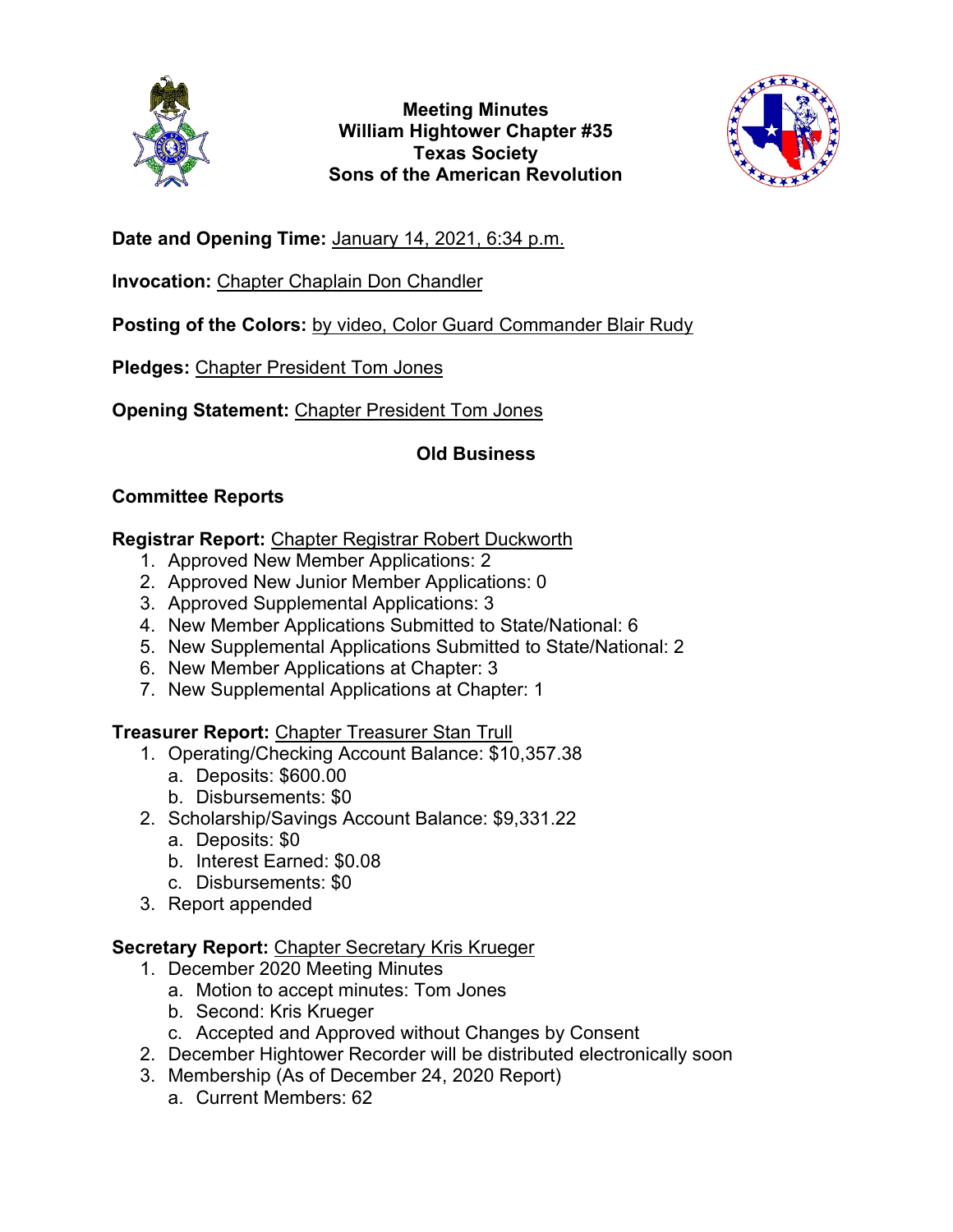# Meeting Minutes
# William Hightower Chapter #35
# Texas Society
# Sons of the American Revolution

**Date and Opening Time:** January 14, 2021, 6:34 p.m.

**Invocation:** Chapter Chaplain Don Chandler

**Posting of the Colors:** by video, Color Guard Commander Blair Rudy

**Pledges:** Chapter President Tom Jones

**Opening Statement:** Chapter President Tom Jones

## Old Business

### Committee Reports

**Registrar Report:** Chapter Registrar Robert Duckworth

1. Approved New Member Applications: 2
2. Approved New Junior Member Applications: 0
3. Approved Supplemental Applications: 3
4. New Member Applications Submitted to State/National: 6
5. New Supplemental Applications Submitted to State/National: 2
6. New Member Applications at Chapter: 3
7. New Supplemental Applications at Chapter: 1

**Treasurer Report:** Chapter Treasurer Stan Trull

1. Operating/Checking Account Balance: $10,357.38
    a. Deposits: $600.00
    b. Disbursements: $0
2. Scholarship/Savings Account Balance: $9,331.22
    a. Deposits: $0
    b. Interest Earned: $0.08
    c. Disbursements: $0
3. Report appended

**Secretary Report:** Chapter Secretary Kris Krueger

1. December 2020 Meeting Minutes
    a. Motion to accept minutes: Tom Jones
    b. Second: Kris Krueger
    c. Accepted and Approved without Changes by Consent
2. December Hightower Recorder will be distributed electronically soon
3. Membership (As of December 24, 2020 Report)
    a. Current Members: 62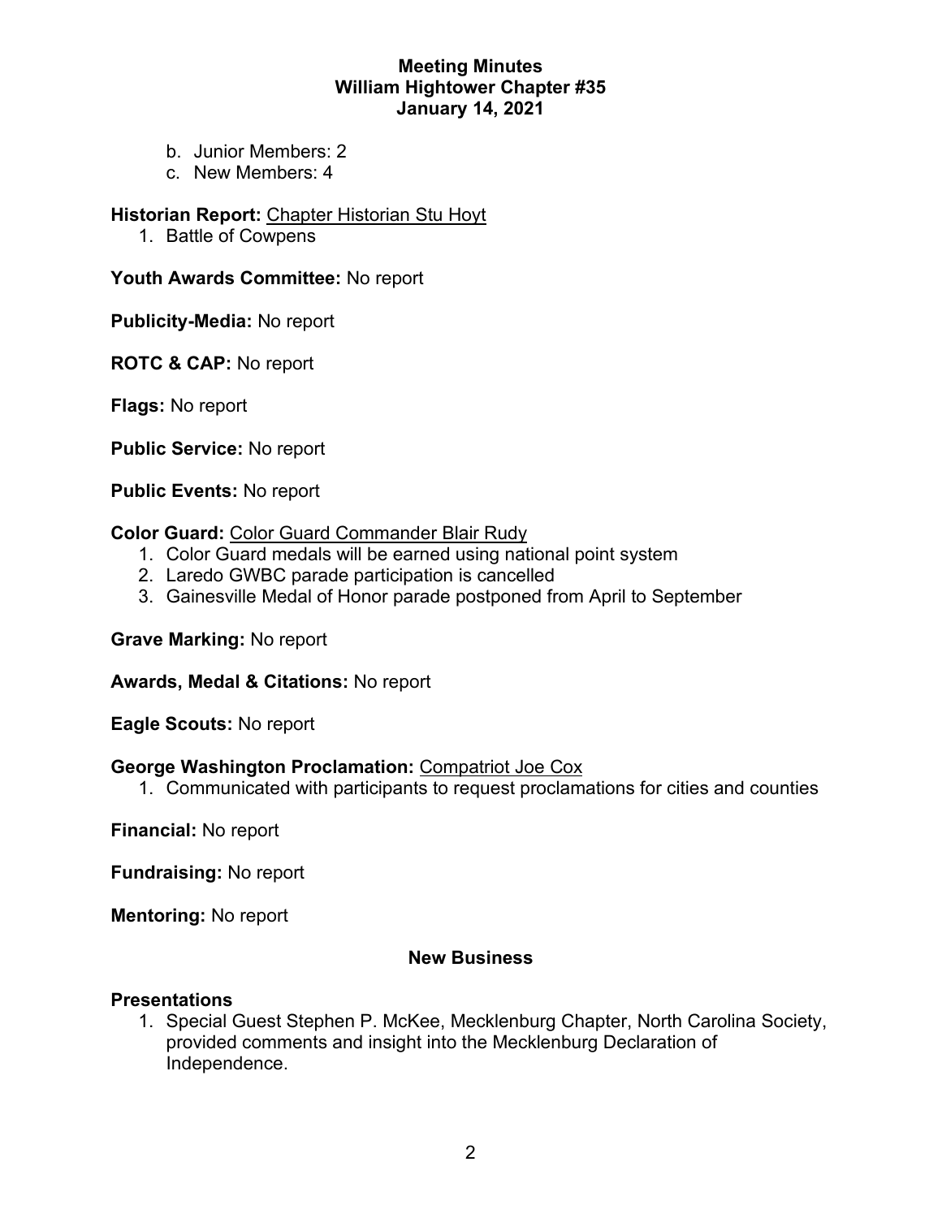b. Junior Members: 2
c. New Members: 4

**Historian Report:** Chapter Historian Stu Hoyt

1. Battle of Cowpens

**Youth Awards Committee:** No report

**Publicity-Media:** No report

**ROTC & CAP:** No report

**Flags:** No report

**Public Service:** No report

**Public Events:** No report

**Color Guard:** Color Guard Commander Blair Rudy

1. Color Guard medals will be earned using national point system
2. Laredo GWBC parade participation is cancelled
3. Gainesville Medal of Honor parade postponed from April to September

**Grave Marking:** No report

**Awards, Medal & Citations:** No report

**Eagle Scouts:** No report

**George Washington Proclamation:** Compatriot Joe Cox

1. Communicated with participants to request proclamations for cities and counties

**Financial:** No report

**Fundraising:** No report

**Mentoring:** No report

## New Business

**Presentations**

1. Special Guest Stephen P. McKee, Mecklenburg Chapter, North Carolina Society, provided comments and insight into the Mecklenburg Declaration of Independence.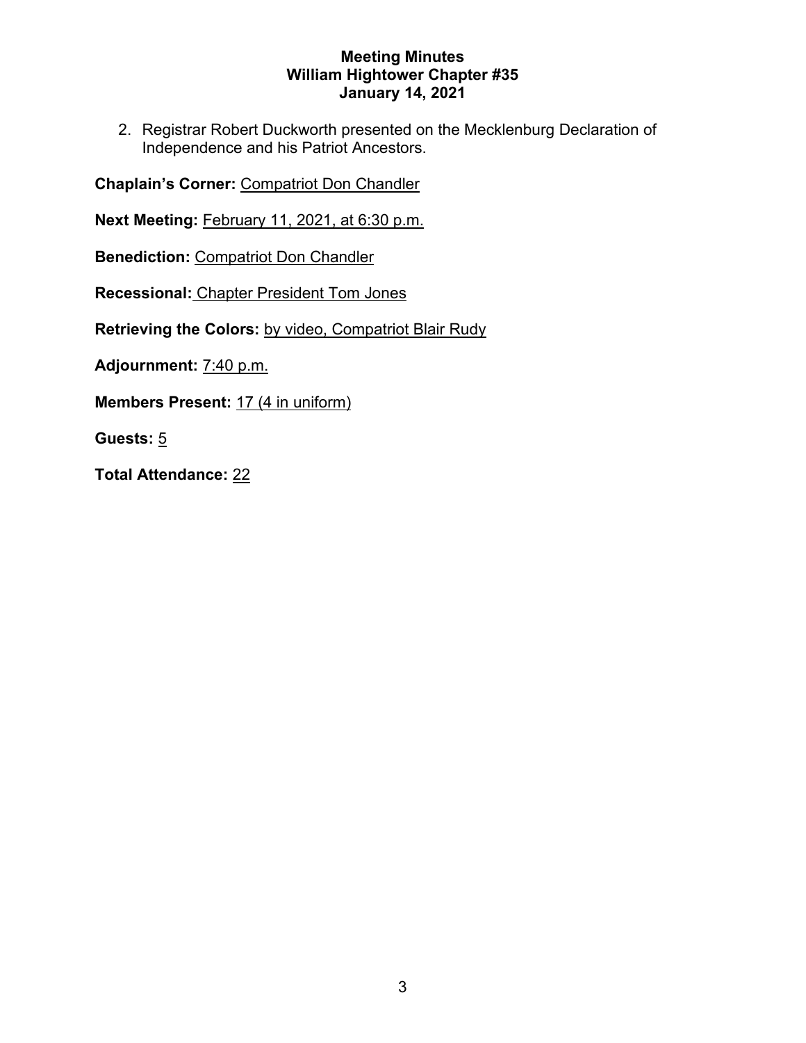2. Registrar Robert Duckworth presented on the Mecklenburg Declaration of Independence and his Patriot Ancestors.

**Chaplain's Corner:** Compatriot Don Chandler

**Next Meeting:** February 11, 2021, at 6:30 p.m.

**Benediction:** Compatriot Don Chandler

**Recessional:** Chapter President Tom Jones

**Retrieving the Colors:** by video, Compatriot Blair Rudy

**Adjournment:** 7:40 p.m.

**Members Present:** 17 (4 in uniform)

**Guests:** 5

**Total Attendance:** 22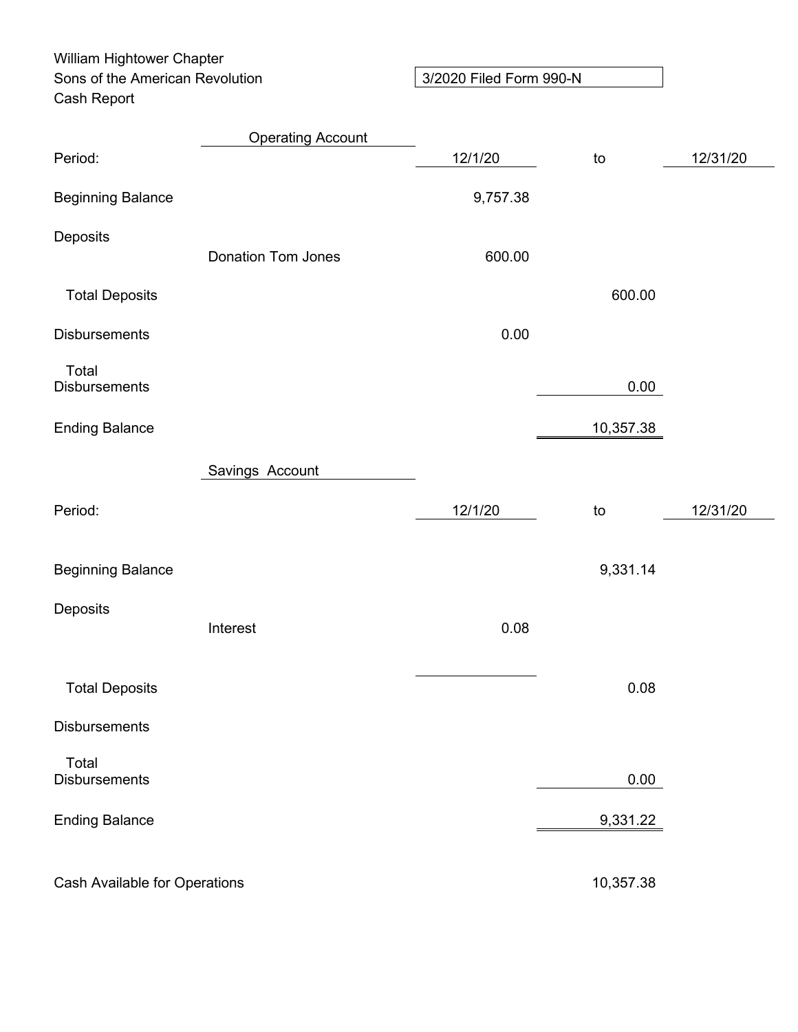William Hightower Chapter
Sons of the American Revolution
Cash Report

3/2020 Filed Form 990-N

| | | | | |
|---|---|---|---|---|
| | Operating Account | | | |
| Period: | | 12/1/20 | to | 12/31/20 |
| Beginning Balance | | 9,757.38 | | |
| Deposits | | | | |
| | Donation Tom Jones | 600.00 | | |
| Total Deposits | | | 600.00 | |
| Disbursements | | 0.00 | | |
| Total Disbursements | | | 0.00 | |
| Ending Balance | | | 10,357.38 | |
| | Savings Account | | | |
| Period: | | 12/1/20 | to | 12/31/20 |
| Beginning Balance | | | 9,331.14 | |
| Deposits | | | | |
| | Interest | 0.08 | | |
| Total Deposits | | | 0.08 | |
| Disbursements | | | | |
| Total Disbursements | | | 0.00 | |
| Ending Balance | | | 9,331.22 | |
| Cash Available for Operations | | | 10,357.38 | |